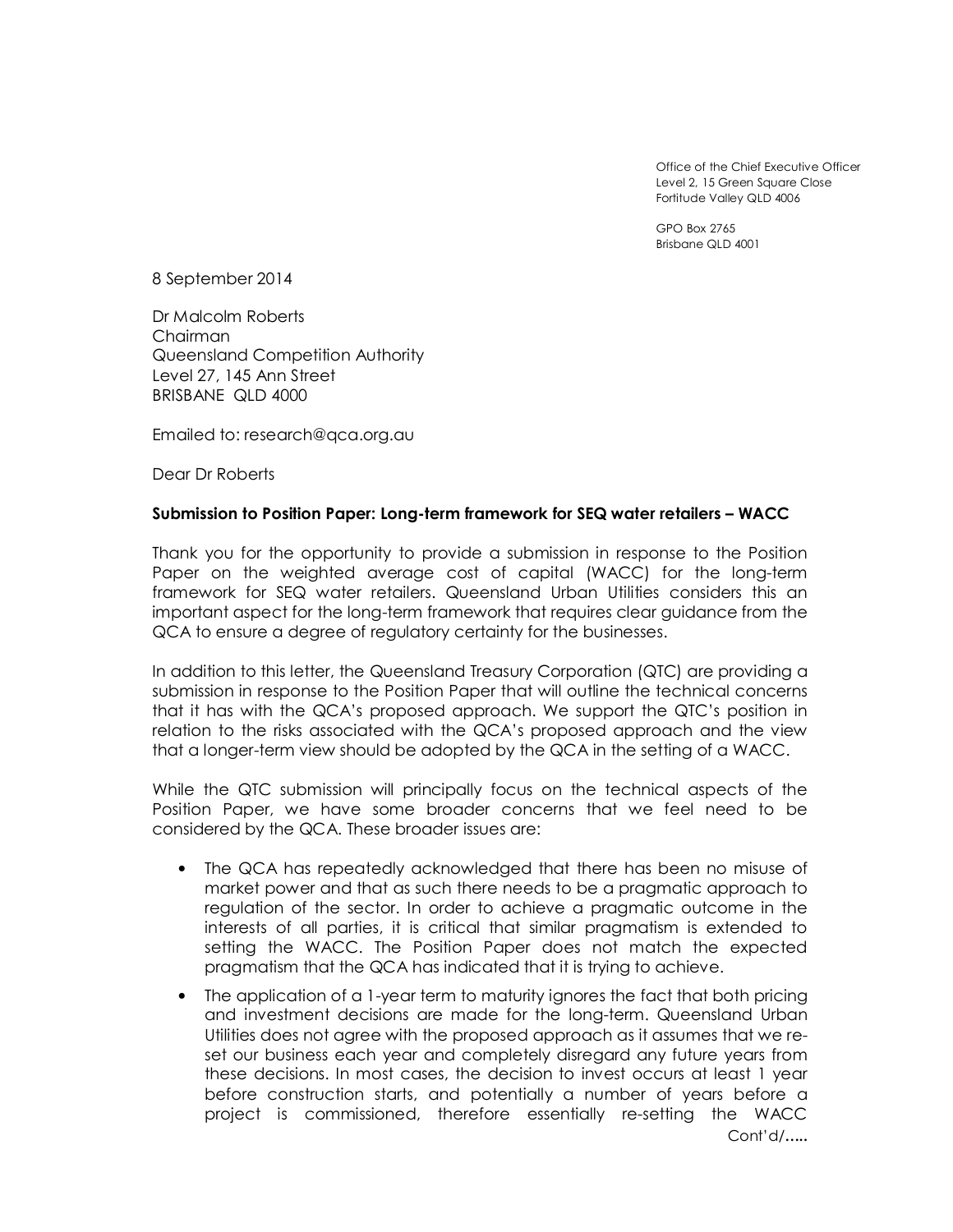Office of the Chief Executive Officer
Level 2, 15 Green Square Close
Fortitude Valley QLD 4006

GPO Box 2765
Brisbane QLD 4001

8 September 2014

Dr Malcolm Roberts
Chairman
Queensland Competition Authority
Level 27, 145 Ann Street
BRISBANE QLD 4000

Emailed to: research@qca.org.au

Dear Dr Roberts

**Submission to Position Paper: Long-term framework for SEQ water retailers – WACC**

Thank you for the opportunity to provide a submission in response to the Position Paper on the weighted average cost of capital (WACC) for the long-term framework for SEQ water retailers. Queensland Urban Utilities considers this an important aspect for the long-term framework that requires clear guidance from the QCA to ensure a degree of regulatory certainty for the businesses.

In addition to this letter, the Queensland Treasury Corporation (QTC) are providing a submission in response to the Position Paper that will outline the technical concerns that it has with the QCA's proposed approach. We support the QTC's position in relation to the risks associated with the QCA's proposed approach and the view that a longer-term view should be adopted by the QCA in the setting of a WACC.

While the QTC submission will principally focus on the technical aspects of the Position Paper, we have some broader concerns that we feel need to be considered by the QCA. These broader issues are:

- The QCA has repeatedly acknowledged that there has been no misuse of market power and that as such there needs to be a pragmatic approach to regulation of the sector. In order to achieve a pragmatic outcome in the interests of all parties, it is critical that similar pragmatism is extended to setting the WACC. The Position Paper does not match the expected pragmatism that the QCA has indicated that it is trying to achieve.
- The application of a 1-year term to maturity ignores the fact that both pricing and investment decisions are made for the long-term. Queensland Urban Utilities does not agree with the proposed approach as it assumes that we re-set our business each year and completely disregard any future years from these decisions. In most cases, the decision to invest occurs at least 1 year before construction starts, and potentially a number of years before a project is commissioned, therefore essentially re-setting the WACC

Cont'd/.....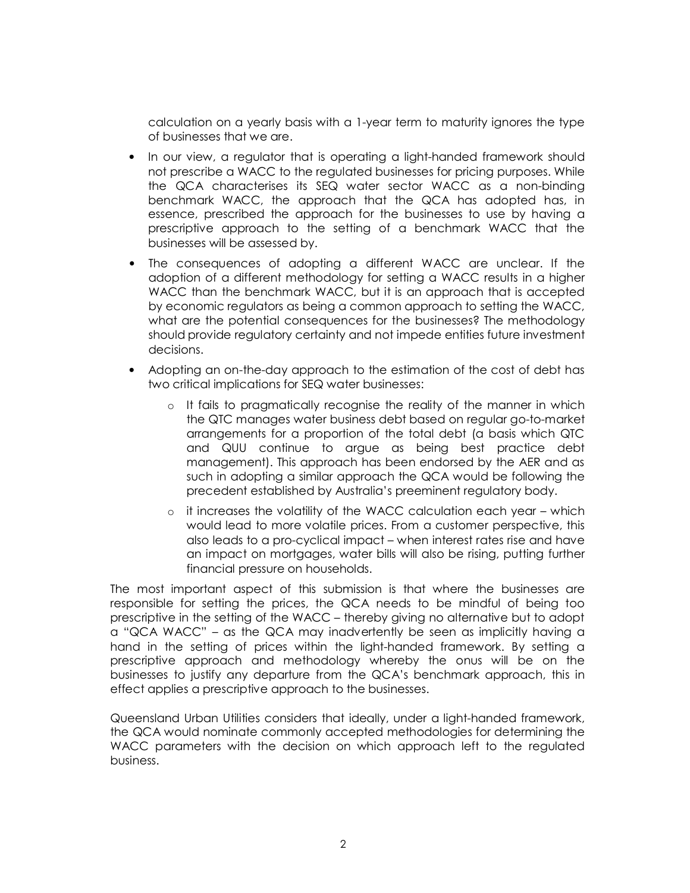calculation on a yearly basis with a 1-year term to maturity ignores the type of businesses that we are.

- In our view, a regulator that is operating a light-handed framework should not prescribe a WACC to the regulated businesses for pricing purposes. While the QCA characterises its SEQ water sector WACC as a non-binding benchmark WACC, the approach that the QCA has adopted has, in essence, prescribed the approach for the businesses to use by having a prescriptive approach to the setting of a benchmark WACC that the businesses will be assessed by.
- The consequences of adopting a different WACC are unclear. If the adoption of a different methodology for setting a WACC results in a higher WACC than the benchmark WACC, but it is an approach that is accepted by economic regulators as being a common approach to setting the WACC, what are the potential consequences for the businesses? The methodology should provide regulatory certainty and not impede entities future investment decisions.
- Adopting an on-the-day approach to the estimation of the cost of debt has two critical implications for SEQ water businesses:
  - It fails to pragmatically recognise the reality of the manner in which the QTC manages water business debt based on regular go-to-market arrangements for a proportion of the total debt (a basis which QTC and QUU continue to argue as being best practice debt management). This approach has been endorsed by the AER and as such in adopting a similar approach the QCA would be following the precedent established by Australia's preeminent regulatory body.
  - it increases the volatility of the WACC calculation each year – which would lead to more volatile prices. From a customer perspective, this also leads to a pro-cyclical impact – when interest rates rise and have an impact on mortgages, water bills will also be rising, putting further financial pressure on households.

The most important aspect of this submission is that where the businesses are responsible for setting the prices, the QCA needs to be mindful of being too prescriptive in the setting of the WACC – thereby giving no alternative but to adopt a "QCA WACC" – as the QCA may inadvertently be seen as implicitly having a hand in the setting of prices within the light-handed framework. By setting a prescriptive approach and methodology whereby the onus will be on the businesses to justify any departure from the QCA's benchmark approach, this in effect applies a prescriptive approach to the businesses.

Queensland Urban Utilities considers that ideally, under a light-handed framework, the QCA would nominate commonly accepted methodologies for determining the WACC parameters with the decision on which approach left to the regulated business.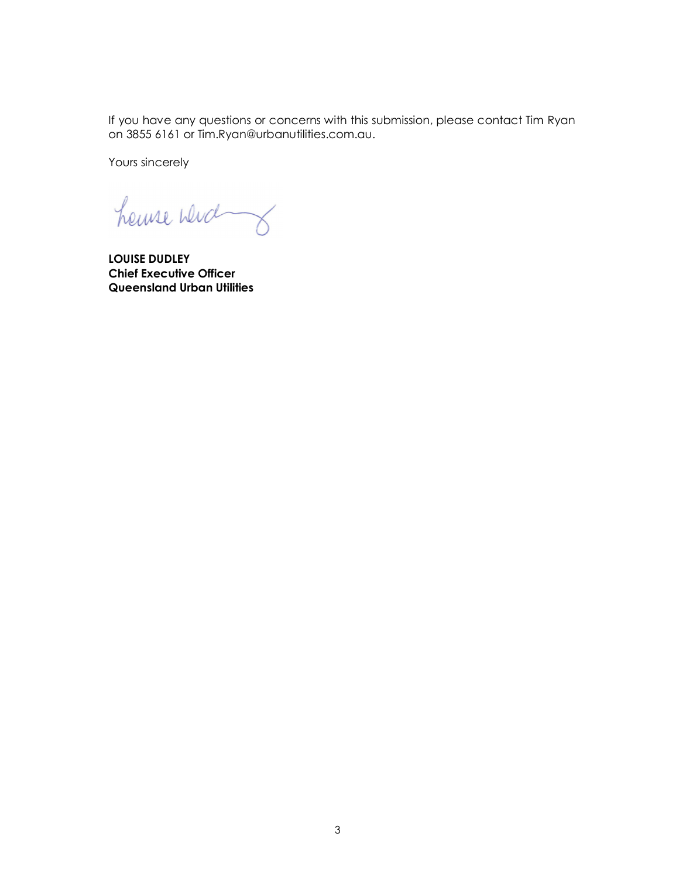If you have any questions or concerns with this submission, please contact Tim Ryan on 3855 6161 or Tim.Ryan@urbanutilities.com.au.

Yours sincerely

**LOUISE DUDLEY**
**Chief Executive Officer**
**Queensland Urban Utilities**